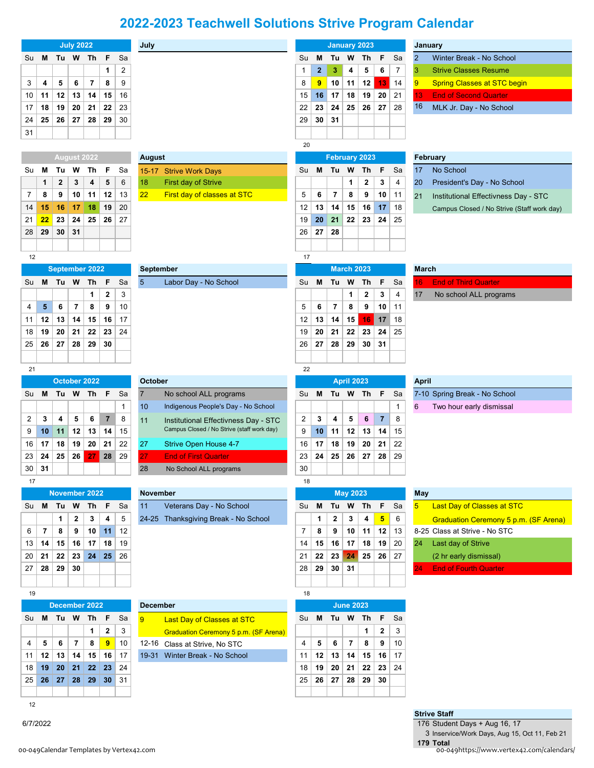# 2022-2023 Teachwell Solutions Strive Program Calendar

## July 2022

| Su | M | Tu | W | Th | F | Sa |
|---|---|---|---|---|---|---|
| | | | | | 1 | 2 |
| 3 | 4 | 5 | 6 | 7 | 8 | 9 |
| 10 | 11 | 12 | 13 | 14 | 15 | 16 |
| 17 | 18 | 19 | 20 | 21 | 22 | 23 |
| 24 | 25 | 26 | 27 | 28 | 29 | 30 |
| 31 | | | | | | |

**July**

## August 2022

| Su | M | Tu | W | Th | F | Sa |
|---|---|---|---|---|---|---|
| | 1 | 2 | 3 | 4 | 5 | 6 |
| 7 | 8 | 9 | 10 | 11 | 12 | 13 |
| 14 | 15 | 16 | 17 | 18 | 19 | 20 |
| 21 | 22 | 23 | 24 | 25 | 26 | 27 |
| 28 | 29 | 30 | 31 | | | |

12

**August**

| | |
|---|---|
| 15-17 | Strive Work Days |
| 18 | First day of Strive |
| 22 | First day of classes at STC |

## September 2022

| Su | M | Tu | W | Th | F | Sa |
|---|---|---|---|---|---|---|
| | | | | 1 | 2 | 3 |
| 4 | 5 | 6 | 7 | 8 | 9 | 10 |
| 11 | 12 | 13 | 14 | 15 | 16 | 17 |
| 18 | 19 | 20 | 21 | 22 | 23 | 24 |
| 25 | 26 | 27 | 28 | 29 | 30 | |

21

**September**

| | |
|---|---|
| 5 | Labor Day - No School |

## October 2022

| Su | M | Tu | W | Th | F | Sa |
|---|---|---|---|---|---|---|
| | | | | | | 1 |
| 2 | 3 | 4 | 5 | 6 | 7 | 8 |
| 9 | 10 | 11 | 12 | 13 | 14 | 15 |
| 16 | 17 | 18 | 19 | 20 | 21 | 22 |
| 23 | 24 | 25 | 26 | 27 | 28 | 29 |
| 30 | 31 | | | | | |

17

**October**

| | |
|---|---|
| 7 | No school ALL programs |
| 10 | Indigenous People's Day - No School |
| 11 | Institutional Effectiveness Day - STC<br>Campus Closed / No Strive (staff work day) |
| 27 | Strive Open House 4-7 |
| 27 | End of First Quarter |
| 28 | No School ALL programs |

## November 2022

| Su | M | Tu | W | Th | F | Sa |
|---|---|---|---|---|---|---|
| | | 1 | 2 | 3 | 4 | 5 |
| 6 | 7 | 8 | 9 | 10 | 11 | 12 |
| 13 | 14 | 15 | 16 | 17 | 18 | 19 |
| 20 | 21 | 22 | 23 | 24 | 25 | 26 |
| 27 | 28 | 29 | 30 | | | |

19

**November**

| | |
|---|---|
| 11 | Veterans Day - No School |
| 24-25 | Thanksgiving Break - No School |

## December 2022

| Su | M | Tu | W | Th | F | Sa |
|---|---|---|---|---|---|---|
| | | | | 1 | 2 | 3 |
| 4 | 5 | 6 | 7 | 8 | 9 | 10 |
| 11 | 12 | 13 | 14 | 15 | 16 | 17 |
| 18 | 19 | 20 | 21 | 22 | 23 | 24 |
| 25 | 26 | 27 | 28 | 29 | 30 | 31 |

12

**December**

| | |
|---|---|
| 9 | Last Day of Classes at STC<br>Graduation Ceremony 5 p.m. (SF Arena) |
| 12-16 | Class at Strive, No STC |
| 19-31 | Winter Break - No School |

## January 2023

| Su | M | Tu | W | Th | F | Sa |
|---|---|---|---|---|---|---|
| 1 | 2 | 3 | 4 | 5 | 6 | 7 |
| 8 | 9 | 10 | 11 | 12 | 13 | 14 |
| 15 | 16 | 17 | 18 | 19 | 20 | 21 |
| 22 | 23 | 24 | 25 | 26 | 27 | 28 |
| 29 | 30 | 31 | | | | |

20

**January**

| | |
|---|---|
| 2 | Winter Break - No School |
| 3 | Strive Classes Resume |
| 9 | Spring Classes at STC begin |
| 13 | End of Second Quarter |
| 16 | MLK Jr. Day - No School |

## February 2023

| Su | M | Tu | W | Th | F | Sa |
|---|---|---|---|---|---|---|
| | | | 1 | 2 | 3 | 4 |
| 5 | 6 | 7 | 8 | 9 | 10 | 11 |
| 12 | 13 | 14 | 15 | 16 | 17 | 18 |
| 19 | 20 | 21 | 22 | 23 | 24 | 25 |
| 26 | 27 | 28 | | | | |

17

**February**

| | |
|---|---|
| 17 | No School |
| 20 | President's Day - No School |
| 21 | Institutional Effectiveness Day - STC<br>Campus Closed / No Strive (Staff work day) |

## March 2023

| Su | M | Tu | W | Th | F | Sa |
|---|---|---|---|---|---|---|
| | | | 1 | 2 | 3 | 4 |
| 5 | 6 | 7 | 8 | 9 | 10 | 11 |
| 12 | 13 | 14 | 15 | 16 | 17 | 18 |
| 19 | 20 | 21 | 22 | 23 | 24 | 25 |
| 26 | 27 | 28 | 29 | 30 | 31 | |

22

**March**

| | |
|---|---|
| 16 | End of Third Quarter |
| 17 | No school ALL programs |

## April 2023

| Su | M | Tu | W | Th | F | Sa |
|---|---|---|---|---|---|---|
| | | | | | | 1 |
| 2 | 3 | 4 | 5 | 6 | 7 | 8 |
| 9 | 10 | 11 | 12 | 13 | 14 | 15 |
| 16 | 17 | 18 | 19 | 20 | 21 | 22 |
| 23 | 24 | 25 | 26 | 27 | 28 | 29 |
| 30 | | | | | | |

18

**April**

| | |
|---|---|
| 7-10 | Spring Break - No School |
| 6 | Two hour early dismissal |

## May 2023

| Su | M | Tu | W | Th | F | Sa |
|---|---|---|---|---|---|---|
| | 1 | 2 | 3 | 4 | 5 | 6 |
| 7 | 8 | 9 | 10 | 11 | 12 | 13 |
| 14 | 15 | 16 | 17 | 18 | 19 | 20 |
| 21 | 22 | 23 | 24 | 25 | 26 | 27 |
| 28 | 29 | 30 | 31 | | | |

18

**May**

| | |
|---|---|
| 5 | Last Day of Classes at STC<br>Graduation Ceremony 5 p.m. (SF Arena) |
| 8-25 | Class at Strive - No STC |
| 24 | Last day of Strive<br>(2 hr early dismissal) |
| 24 | End of Fourth Quarter |

## June 2023

| Su | M | Tu | W | Th | F | Sa |
|---|---|---|---|---|---|---|
| | | | | 1 | 2 | 3 |
| 4 | 5 | 6 | 7 | 8 | 9 | 10 |
| 11 | 12 | 13 | 14 | 15 | 16 | 17 |
| 18 | 19 | 20 | 21 | 22 | 23 | 24 |
| 25 | 26 | 27 | 28 | 29 | 30 | |

**Strive Staff**

| | |
|---|---|
| 176 | Student Days + Aug 16, 17 |
| 3 | Inservice/Work Days, Aug 15, Oct 11, Feb 21 |
| **179** | **Total** |

6/7/2022

00-049Calendar Templates by Vertex42.com

00-049https://www.vertex42.com/calendars/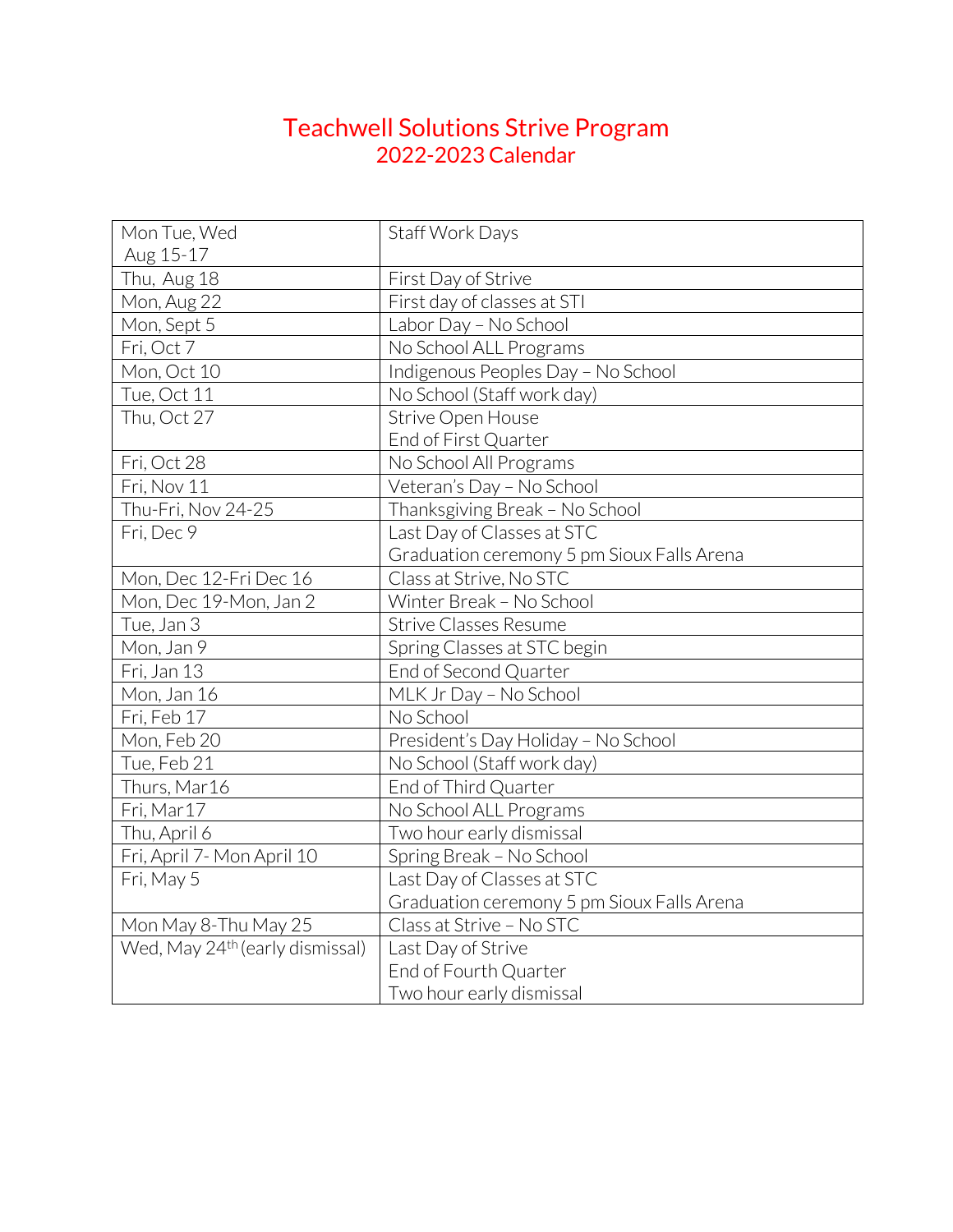# Teachwell Solutions Strive Program
## 2022-2023 Calendar

| | |
|---|---|
| Mon Tue, Wed Aug 15-17 | Staff Work Days |
| Thu, Aug 18 | First Day of Strive |
| Mon, Aug 22 | First day of classes at STI |
| Mon, Sept 5 | Labor Day – No School |
| Fri, Oct 7 | No School ALL Programs |
| Mon, Oct 10 | Indigenous Peoples Day – No School |
| Tue, Oct 11 | No School (Staff work day) |
| Thu, Oct 27 | Strive Open House<br>End of First Quarter |
| Fri, Oct 28 | No School All Programs |
| Fri, Nov 11 | Veteran's Day – No School |
| Thu-Fri, Nov 24-25 | Thanksgiving Break – No School |
| Fri, Dec 9 | Last Day of Classes at STC<br>Graduation ceremony 5 pm Sioux Falls Arena |
| Mon, Dec 12-Fri Dec 16 | Class at Strive, No STC |
| Mon, Dec 19-Mon, Jan 2 | Winter Break – No School |
| Tue, Jan 3 | Strive Classes Resume |
| Mon, Jan 9 | Spring Classes at STC begin |
| Fri, Jan 13 | End of Second Quarter |
| Mon, Jan 16 | MLK Jr Day – No School |
| Fri, Feb 17 | No School |
| Mon, Feb 20 | President's Day Holiday – No School |
| Tue, Feb 21 | No School (Staff work day) |
| Thurs, Mar16 | End of Third Quarter |
| Fri, Mar17 | No School ALL Programs |
| Thu, April 6 | Two hour early dismissal |
| Fri, April 7- Mon April 10 | Spring Break – No School |
| Fri, May 5 | Last Day of Classes at STC<br>Graduation ceremony 5 pm Sioux Falls Arena |
| Mon May 8-Thu May 25 | Class at Strive – No STC |
| Wed, May 24th (early dismissal) | Last Day of Strive<br>End of Fourth Quarter<br>Two hour early dismissal |